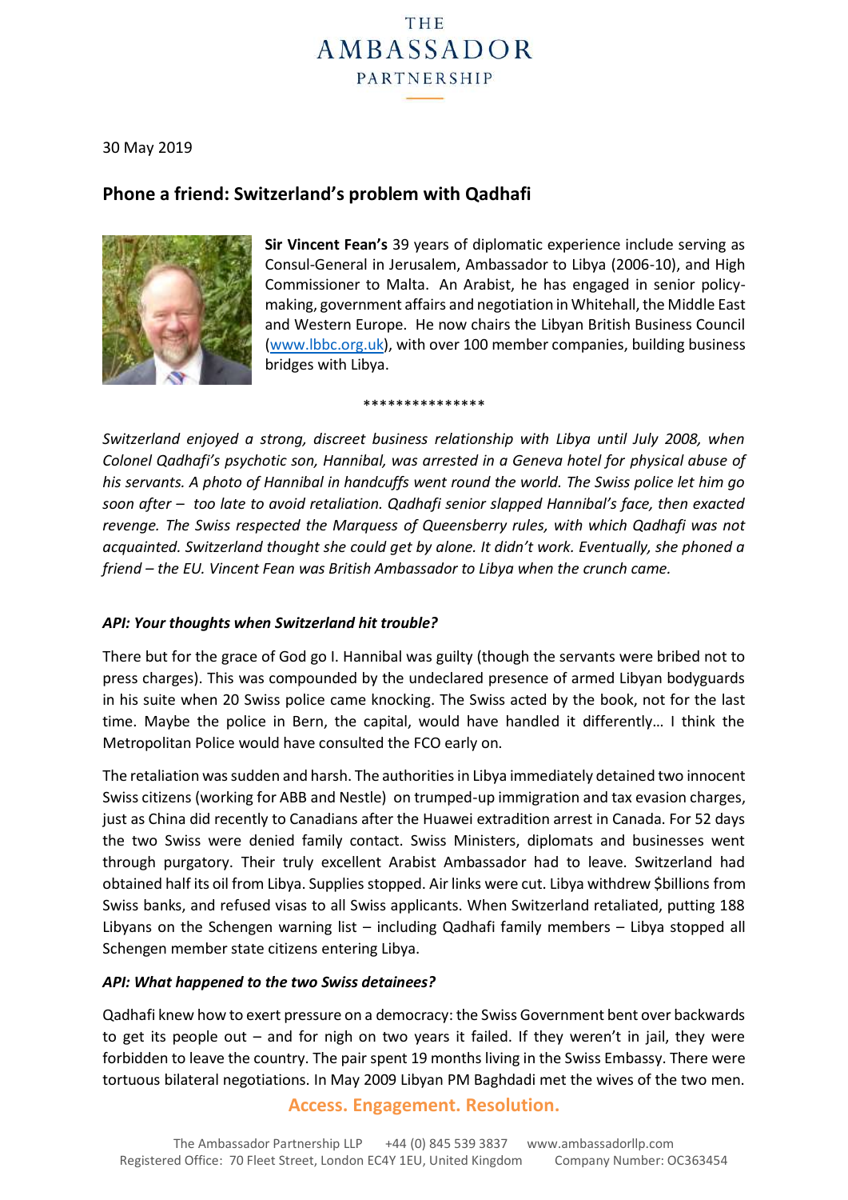THE AMBASSADOR PARTNERSHIP

30 May 2019

## Phone a friend: Switzerland's problem with Qadhafi

**Sir Vincent Fean's** 39 years of diplomatic experience include serving as Consul-General in Jerusalem, Ambassador to Libya (2006-10), and High Commissioner to Malta. An Arabist, he has engaged in senior policy-making, government affairs and negotiation in Whitehall, the Middle East and Western Europe. He now chairs the Libyan British Business Council ([www.lbbc.org.uk](www.lbbc.org.uk)), with over 100 member companies, building business bridges with Libya.

***************

*Switzerland enjoyed a strong, discreet business relationship with Libya until July 2008, when Colonel Qadhafi's psychotic son, Hannibal, was arrested in a Geneva hotel for physical abuse of his servants. A photo of Hannibal in handcuffs went round the world. The Swiss police let him go soon after – too late to avoid retaliation. Qadhafi senior slapped Hannibal's face, then exacted revenge. The Swiss respected the Marquess of Queensberry rules, with which Qadhafi was not acquainted. Switzerland thought she could get by alone. It didn't work. Eventually, she phoned a friend – the EU. Vincent Fean was British Ambassador to Libya when the crunch came.*

***API: Your thoughts when Switzerland hit trouble?***

There but for the grace of God go I. Hannibal was guilty (though the servants were bribed not to press charges). This was compounded by the undeclared presence of armed Libyan bodyguards in his suite when 20 Swiss police came knocking. The Swiss acted by the book, not for the last time. Maybe the police in Bern, the capital, would have handled it differently… I think the Metropolitan Police would have consulted the FCO early on.

The retaliation was sudden and harsh. The authorities in Libya immediately detained two innocent Swiss citizens (working for ABB and Nestle) on trumped-up immigration and tax evasion charges, just as China did recently to Canadians after the Huawei extradition arrest in Canada. For 52 days the two Swiss were denied family contact. Swiss Ministers, diplomats and businesses went through purgatory. Their truly excellent Arabist Ambassador had to leave. Switzerland had obtained half its oil from Libya. Supplies stopped. Air links were cut. Libya withdrew $billions from Swiss banks, and refused visas to all Swiss applicants. When Switzerland retaliated, putting 188 Libyans on the Schengen warning list – including Qadhafi family members – Libya stopped all Schengen member state citizens entering Libya.

***API: What happened to the two Swiss detainees?***

Qadhafi knew how to exert pressure on a democracy: the Swiss Government bent over backwards to get its people out – and for nigh on two years it failed. If they weren't in jail, they were forbidden to leave the country. The pair spent 19 months living in the Swiss Embassy. There were tortuous bilateral negotiations. In May 2009 Libyan PM Baghdadi met the wives of the two men.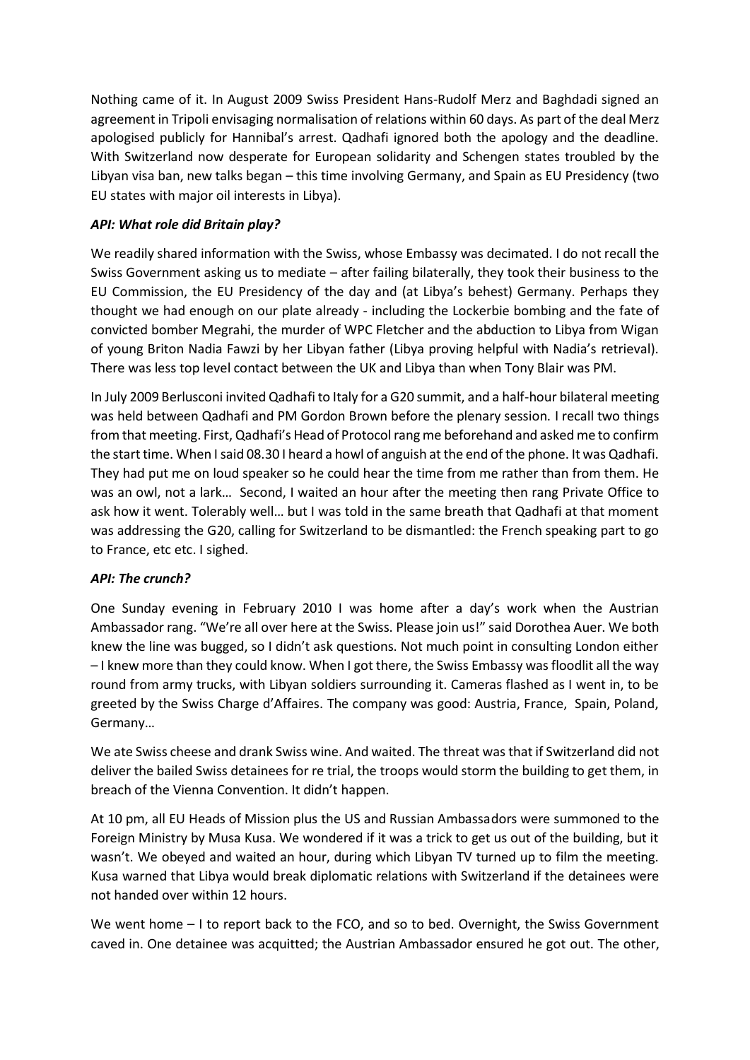Nothing came of it. In August 2009 Swiss President Hans-Rudolf Merz and Baghdadi signed an agreement in Tripoli envisaging normalisation of relations within 60 days. As part of the deal Merz apologised publicly for Hannibal's arrest. Qadhafi ignored both the apology and the deadline. With Switzerland now desperate for European solidarity and Schengen states troubled by the Libyan visa ban, new talks began – this time involving Germany, and Spain as EU Presidency (two EU states with major oil interests in Libya).

***API: What role did Britain play?***

We readily shared information with the Swiss, whose Embassy was decimated. I do not recall the Swiss Government asking us to mediate – after failing bilaterally, they took their business to the EU Commission, the EU Presidency of the day and (at Libya's behest) Germany. Perhaps they thought we had enough on our plate already - including the Lockerbie bombing and the fate of convicted bomber Megrahi, the murder of WPC Fletcher and the abduction to Libya from Wigan of young Briton Nadia Fawzi by her Libyan father (Libya proving helpful with Nadia's retrieval). There was less top level contact between the UK and Libya than when Tony Blair was PM.

In July 2009 Berlusconi invited Qadhafi to Italy for a G20 summit, and a half-hour bilateral meeting was held between Qadhafi and PM Gordon Brown before the plenary session. I recall two things from that meeting. First, Qadhafi's Head of Protocol rang me beforehand and asked me to confirm the start time. When I said 08.30 I heard a howl of anguish at the end of the phone. It was Qadhafi. They had put me on loud speaker so he could hear the time from me rather than from them. He was an owl, not a lark… Second, I waited an hour after the meeting then rang Private Office to ask how it went. Tolerably well… but I was told in the same breath that Qadhafi at that moment was addressing the G20, calling for Switzerland to be dismantled: the French speaking part to go to France, etc etc. I sighed.

***API: The crunch?***

One Sunday evening in February 2010 I was home after a day's work when the Austrian Ambassador rang. "We're all over here at the Swiss. Please join us!" said Dorothea Auer. We both knew the line was bugged, so I didn't ask questions. Not much point in consulting London either – I knew more than they could know. When I got there, the Swiss Embassy was floodlit all the way round from army trucks, with Libyan soldiers surrounding it. Cameras flashed as I went in, to be greeted by the Swiss Charge d'Affaires. The company was good: Austria, France, Spain, Poland, Germany…

We ate Swiss cheese and drank Swiss wine. And waited. The threat was that if Switzerland did not deliver the bailed Swiss detainees for re trial, the troops would storm the building to get them, in breach of the Vienna Convention. It didn't happen.

At 10 pm, all EU Heads of Mission plus the US and Russian Ambassadors were summoned to the Foreign Ministry by Musa Kusa. We wondered if it was a trick to get us out of the building, but it wasn't. We obeyed and waited an hour, during which Libyan TV turned up to film the meeting. Kusa warned that Libya would break diplomatic relations with Switzerland if the detainees were not handed over within 12 hours.

We went home – I to report back to the FCO, and so to bed. Overnight, the Swiss Government caved in. One detainee was acquitted; the Austrian Ambassador ensured he got out. The other,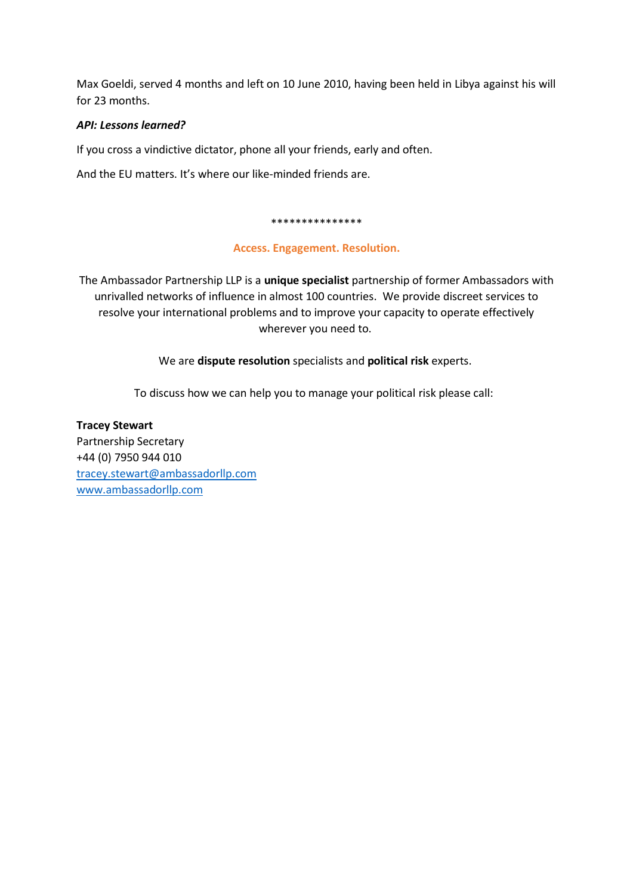Max Goeldi, served 4 months and left on 10 June 2010, having been held in Libya against his will for 23 months.

***API: Lessons learned?***

If you cross a vindictive dictator, phone all your friends, early and often.

And the EU matters. It's where our like-minded friends are.

***************

**Access. Engagement. Resolution.**

The Ambassador Partnership LLP is a **unique specialist** partnership of former Ambassadors with unrivalled networks of influence in almost 100 countries. We provide discreet services to resolve your international problems and to improve your capacity to operate effectively wherever you need to.

We are **dispute resolution** specialists and **political risk** experts.

To discuss how we can help you to manage your political risk please call:

**Tracey Stewart**
Partnership Secretary
+44 (0) 7950 944 010
tracey.stewart@ambassadorllp.com
www.ambassadorllp.com